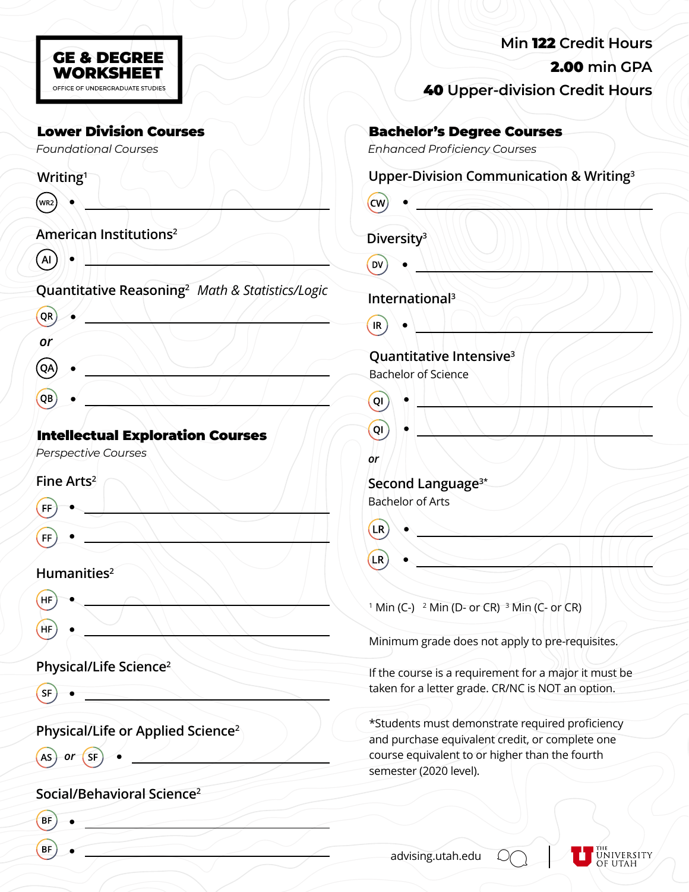# GE & DEGREE WORKSHEET

OFFICE OF UNDERGRADUATE STUDIES

Min **122** Credit Hours

**2.00** min GPA

**40** Upper-division Credit Hours

## Lower Division Courses

*Foundational Courses*

### Writing[1]

- WR2 • ____________________

### American Institutions[2]

- AI • ____________________

### Quantitative Reasoning[2] *Math & Statistics/Logic*

- QR • ____________________

*or*

- QA • ____________________
- QB • ____________________

## Intellectual Exploration Courses

*Perspective Courses*

### Fine Arts[2]

- FF • ____________________
- FF • ____________________

### Humanities[2]

- HF • ____________________
- HF • ____________________

### Physical/Life Science[2]

- SF • ____________________

### Physical/Life or Applied Science[2]

- AS *or* SF • ____________________

### Social/Behavioral Science[2]

- BF • ____________________
- BF • ____________________

## Bachelor's Degree Courses

*Enhanced Proficiency Courses*

### Upper-Division Communication & Writing[3]

- CW • ____________________

### Diversity[3]

- DV • ____________________

### International[3]

- IR • ____________________

### Quantitative Intensive[3]

Bachelor of Science

- QI • ____________________
- QI • ____________________

*or*

### Second Language[3*]

Bachelor of Arts

- LR • ____________________
- LR • ____________________

[1] Min (C-) [2] Min (D- or CR) [3] Min (C- or CR)

Minimum grade does not apply to pre-requisites.

If the course is a requirement for a major it must be taken for a letter grade. CR/NC is NOT an option.

*Students must demonstrate required proficiency and purchase equivalent credit, or complete one course equivalent to or higher than the fourth semester (2020 level).

advising.utah.edu

THE UNIVERSITY OF UTAH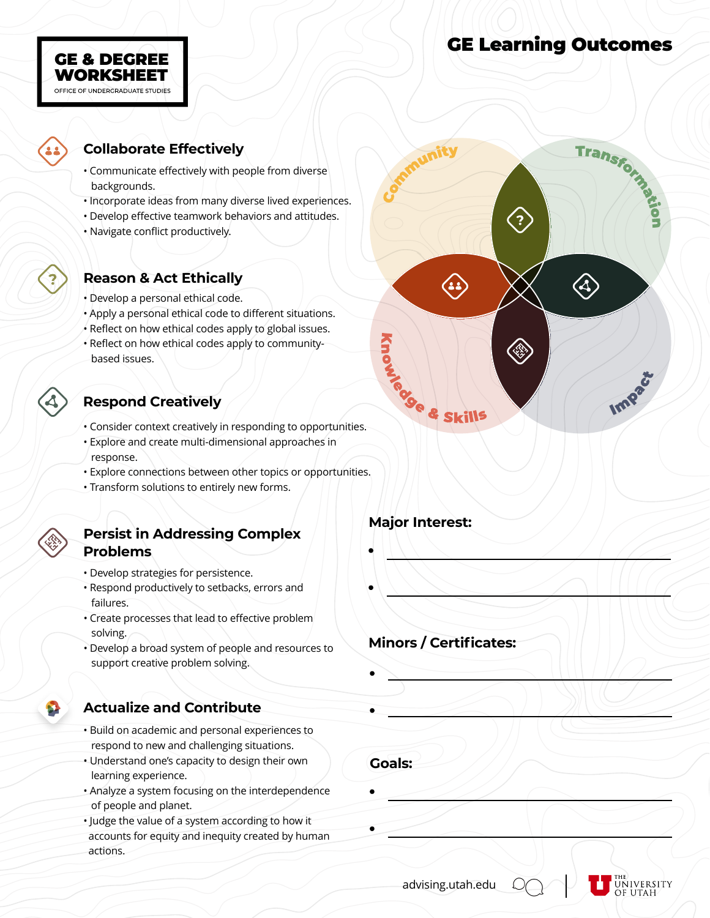# GE & DEGREE WORKSHEET

OFFICE OF UNDERGRADUATE STUDIES

## GE Learning Outcomes

Community

Transformation

Knowledge & Skills

Impact

### Collaborate Effectively

- Communicate effectively with people from diverse backgrounds.
- Incorporate ideas from many diverse lived experiences.
- Develop effective teamwork behaviors and attitudes.
- Navigate conflict productively.

### Reason & Act Ethically

- Develop a personal ethical code.
- Apply a personal ethical code to different situations.
- Reflect on how ethical codes apply to global issues.
- Reflect on how ethical codes apply to community-based issues.

### Respond Creatively

- Consider context creatively in responding to opportunities.
- Explore and create multi-dimensional approaches in response.
- Explore connections between other topics or opportunities.
- Transform solutions to entirely new forms.

### Persist in Addressing Complex Problems

- Develop strategies for persistence.
- Respond productively to setbacks, errors and failures.
- Create processes that lead to effective problem solving.
- Develop a broad system of people and resources to support creative problem solving.

### Actualize and Contribute

- Build on academic and personal experiences to respond to new and challenging situations.
- Understand one's capacity to design their own learning experience.
- Analyze a system focusing on the interdependence of people and planet.
- Judge the value of a system according to how it accounts for equity and inequity created by human actions.

### Major Interest:

- \_\_\_\_\_\_\_\_\_\_\_\_\_\_\_\_\_\_\_\_
- \_\_\_\_\_\_\_\_\_\_\_\_\_\_\_\_\_\_\_\_

### Minors / Certificates:

- \_\_\_\_\_\_\_\_\_\_\_\_\_\_\_\_\_\_\_\_
- \_\_\_\_\_\_\_\_\_\_\_\_\_\_\_\_\_\_\_\_

### Goals:

- \_\_\_\_\_\_\_\_\_\_\_\_\_\_\_\_\_\_\_\_
- \_\_\_\_\_\_\_\_\_\_\_\_\_\_\_\_\_\_\_\_

advising.utah.edu

THE UNIVERSITY OF UTAH